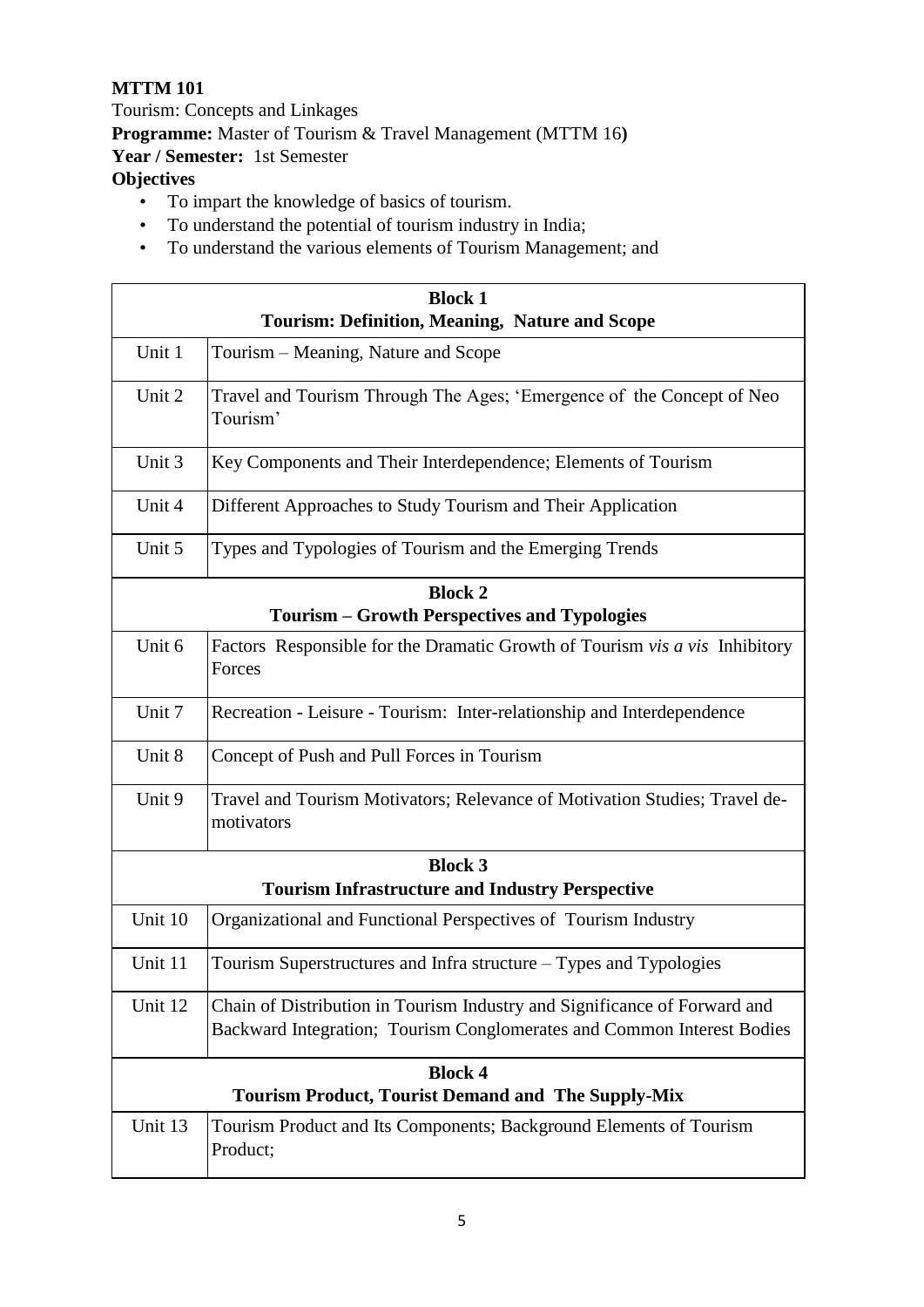**MTTM 101**

Tourism: Concepts and Linkages

**Programme:** Master of Tourism & Travel Management (MTTM 16**)**

**Year / Semester:** 1st Semester

**Objectives**

- To impart the knowledge of basics of tourism.
- To understand the potential of tourism industry in India;
- To understand the various elements of Tourism Management; and

| **Block 1**<br>**Tourism: Definition, Meaning, Nature and Scope** | |
|---|---|
| Unit 1 | Tourism – Meaning, Nature and Scope |
| Unit 2 | Travel and Tourism Through The Ages; 'Emergence of the Concept of Neo Tourism' |
| Unit 3 | Key Components and Their Interdependence; Elements of Tourism |
| Unit 4 | Different Approaches to Study Tourism and Their Application |
| Unit 5 | Types and Typologies of Tourism and the Emerging Trends |
| **Block 2**<br>**Tourism – Growth Perspectives and Typologies** | |
| Unit 6 | Factors Responsible for the Dramatic Growth of Tourism *vis a vis* Inhibitory Forces |
| Unit 7 | Recreation - Leisure - Tourism: Inter-relationship and Interdependence |
| Unit 8 | Concept of Push and Pull Forces in Tourism |
| Unit 9 | Travel and Tourism Motivators; Relevance of Motivation Studies; Travel de-motivators |
| **Block 3**<br>**Tourism Infrastructure and Industry Perspective** | |
| Unit 10 | Organizational and Functional Perspectives of Tourism Industry |
| Unit 11 | Tourism Superstructures and Infra structure – Types and Typologies |
| Unit 12 | Chain of Distribution in Tourism Industry and Significance of Forward and Backward Integration; Tourism Conglomerates and Common Interest Bodies |
| **Block 4**<br>**Tourism Product, Tourist Demand and The Supply-Mix** | |
| Unit 13 | Tourism Product and Its Components; Background Elements of Tourism Product; |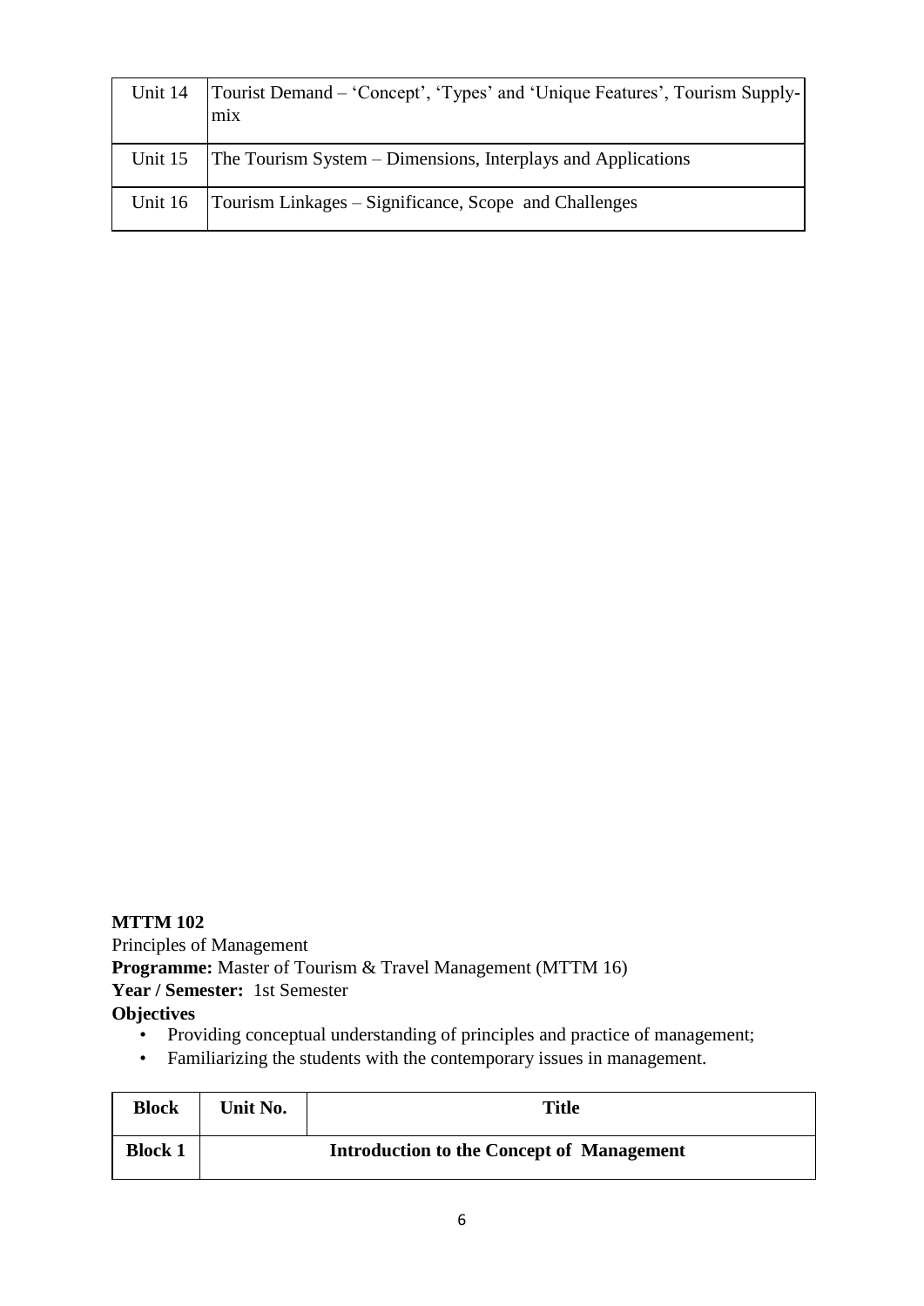| | |
|---|---|
| Unit 14 | Tourist Demand – 'Concept', 'Types' and 'Unique Features', Tourism Supply-mix |
| Unit 15 | The Tourism System – Dimensions, Interplays and Applications |
| Unit 16 | Tourism Linkages – Significance, Scope and Challenges |

**MTTM 102**

Principles of Management

**Programme:** Master of Tourism & Travel Management (MTTM 16)

**Year / Semester:** 1st Semester

**Objectives**

- Providing conceptual understanding of principles and practice of management;
- Familiarizing the students with the contemporary issues in management.

| Block | Unit No. | Title |
|---|---|---|
| **Block 1** | | **Introduction to the Concept of Management** |